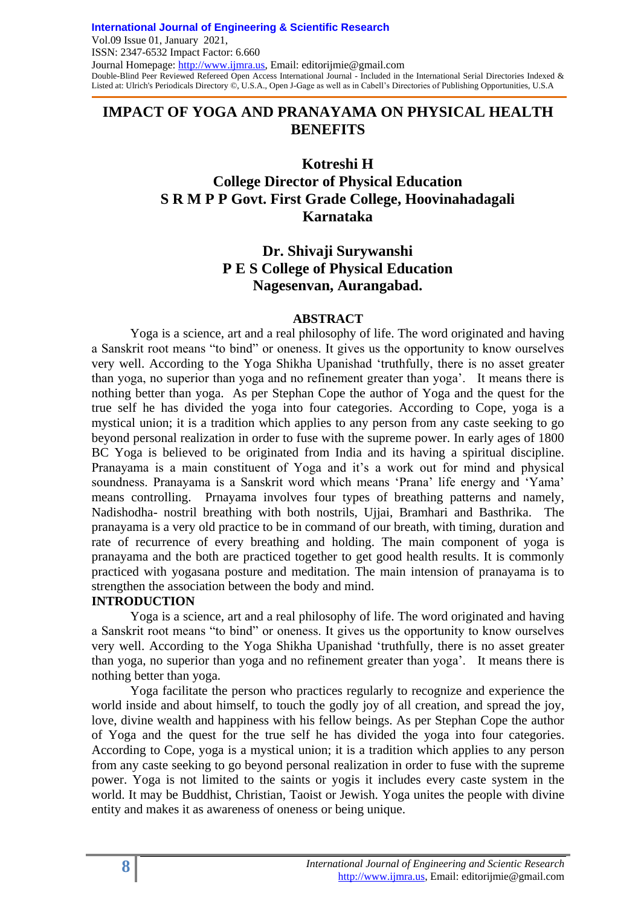# IMPACT OF YOGA AND PRANAYAMA ON PHYSICAL HEALTH BENEFITS

**Kotreshi H**
**College Director of Physical Education**
**S R M P P Govt. First Grade College, Hoovinahadagali**
**Karnataka**

**Dr. Shivaji Surywanshi**
**P E S College of Physical Education**
**Nagesenvan, Aurangabad.**

## ABSTRACT

Yoga is a science, art and a real philosophy of life. The word originated and having a Sanskrit root means "to bind" or oneness. It gives us the opportunity to know ourselves very well. According to the Yoga Shikha Upanishad 'truthfully, there is no asset greater than yoga, no superior than yoga and no refinement greater than yoga'. It means there is nothing better than yoga. As per Stephan Cope the author of Yoga and the quest for the true self he has divided the yoga into four categories. According to Cope, yoga is a mystical union; it is a tradition which applies to any person from any caste seeking to go beyond personal realization in order to fuse with the supreme power. In early ages of 1800 BC Yoga is believed to be originated from India and its having a spiritual discipline. Pranayama is a main constituent of Yoga and it's a work out for mind and physical soundness. Pranayama is a Sanskrit word which means 'Prana' life energy and 'Yama' means controlling. Prnayama involves four types of breathing patterns and namely, Nadishodha- nostril breathing with both nostrils, Ujjai, Bramhari and Basthrika. The pranayama is a very old practice to be in command of our breath, with timing, duration and rate of recurrence of every breathing and holding. The main component of yoga is pranayama and the both are practiced together to get good health results. It is commonly practiced with yogasana posture and meditation. The main intension of pranayama is to strengthen the association between the body and mind.

## INTRODUCTION

Yoga is a science, art and a real philosophy of life. The word originated and having a Sanskrit root means "to bind" or oneness. It gives us the opportunity to know ourselves very well. According to the Yoga Shikha Upanishad 'truthfully, there is no asset greater than yoga, no superior than yoga and no refinement greater than yoga'. It means there is nothing better than yoga.

Yoga facilitate the person who practices regularly to recognize and experience the world inside and about himself, to touch the godly joy of all creation, and spread the joy, love, divine wealth and happiness with his fellow beings. As per Stephan Cope the author of Yoga and the quest for the true self he has divided the yoga into four categories. According to Cope, yoga is a mystical union; it is a tradition which applies to any person from any caste seeking to go beyond personal realization in order to fuse with the supreme power. Yoga is not limited to the saints or yogis it includes every caste system in the world. It may be Buddhist, Christian, Taoist or Jewish. Yoga unites the people with divine entity and makes it as awareness of oneness or being unique.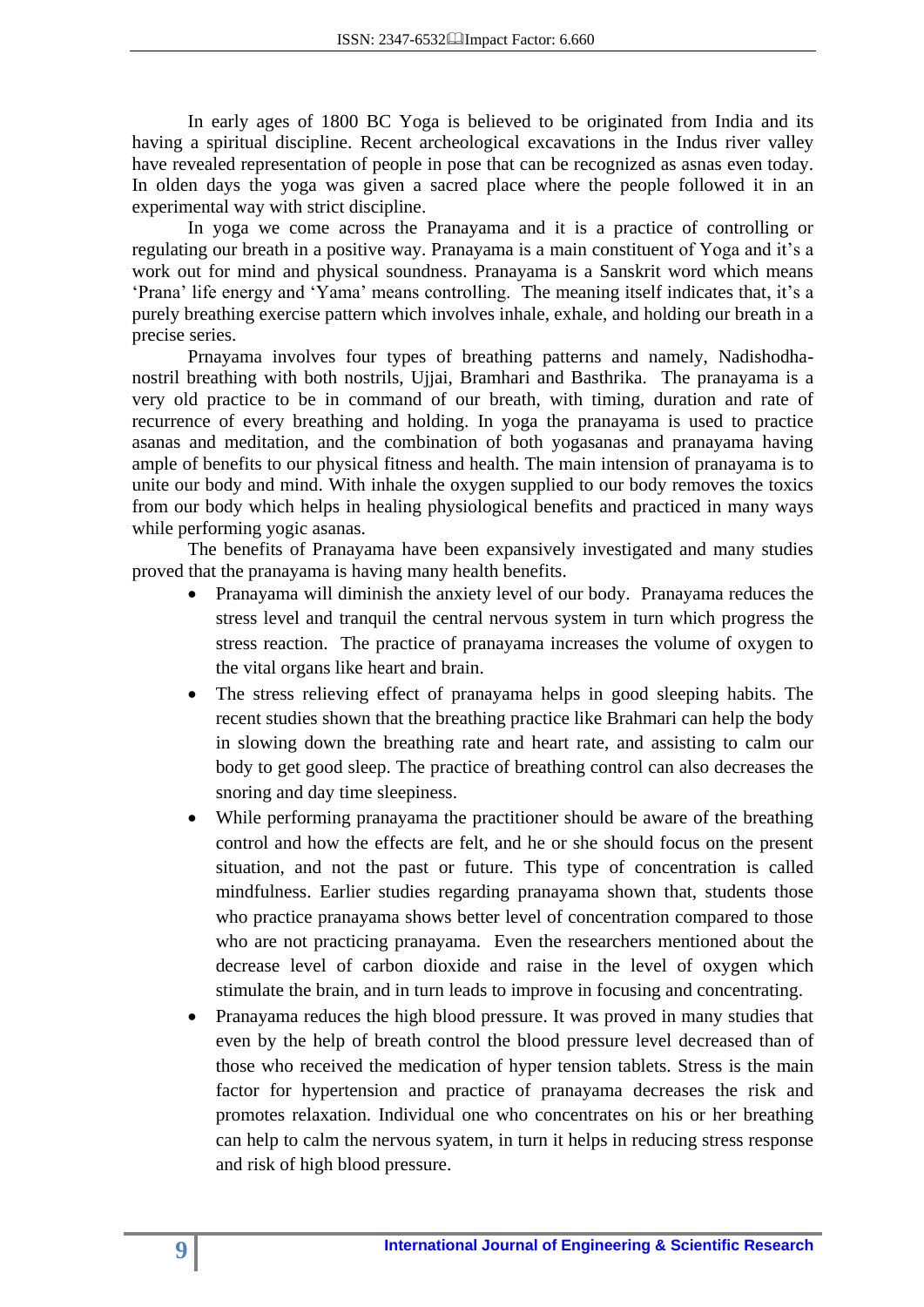In early ages of 1800 BC Yoga is believed to be originated from India and its having a spiritual discipline. Recent archeological excavations in the Indus river valley have revealed representation of people in pose that can be recognized as asnas even today. In olden days the yoga was given a sacred place where the people followed it in an experimental way with strict discipline.

In yoga we come across the Pranayama and it is a practice of controlling or regulating our breath in a positive way. Pranayama is a main constituent of Yoga and it's a work out for mind and physical soundness. Pranayama is a Sanskrit word which means 'Prana' life energy and 'Yama' means controlling. The meaning itself indicates that, it's a purely breathing exercise pattern which involves inhale, exhale, and holding our breath in a precise series.

Prnayama involves four types of breathing patterns and namely, Nadishodha-nostril breathing with both nostrils, Ujjai, Bramhari and Basthrika. The pranayama is a very old practice to be in command of our breath, with timing, duration and rate of recurrence of every breathing and holding. In yoga the pranayama is used to practice asanas and meditation, and the combination of both yogasanas and pranayama having ample of benefits to our physical fitness and health. The main intension of pranayama is to unite our body and mind. With inhale the oxygen supplied to our body removes the toxics from our body which helps in healing physiological benefits and practiced in many ways while performing yogic asanas.

The benefits of Pranayama have been expansively investigated and many studies proved that the pranayama is having many health benefits.

- Pranayama will diminish the anxiety level of our body. Pranayama reduces the stress level and tranquil the central nervous system in turn which progress the stress reaction. The practice of pranayama increases the volume of oxygen to the vital organs like heart and brain.
- The stress relieving effect of pranayama helps in good sleeping habits. The recent studies shown that the breathing practice like Brahmari can help the body in slowing down the breathing rate and heart rate, and assisting to calm our body to get good sleep. The practice of breathing control can also decreases the snoring and day time sleepiness.
- While performing pranayama the practitioner should be aware of the breathing control and how the effects are felt, and he or she should focus on the present situation, and not the past or future. This type of concentration is called mindfulness. Earlier studies regarding pranayama shown that, students those who practice pranayama shows better level of concentration compared to those who are not practicing pranayama. Even the researchers mentioned about the decrease level of carbon dioxide and raise in the level of oxygen which stimulate the brain, and in turn leads to improve in focusing and concentrating.
- Pranayama reduces the high blood pressure. It was proved in many studies that even by the help of breath control the blood pressure level decreased than of those who received the medication of hyper tension tablets. Stress is the main factor for hypertension and practice of pranayama decreases the risk and promotes relaxation. Individual one who concentrates on his or her breathing can help to calm the nervous syatem, in turn it helps in reducing stress response and risk of high blood pressure.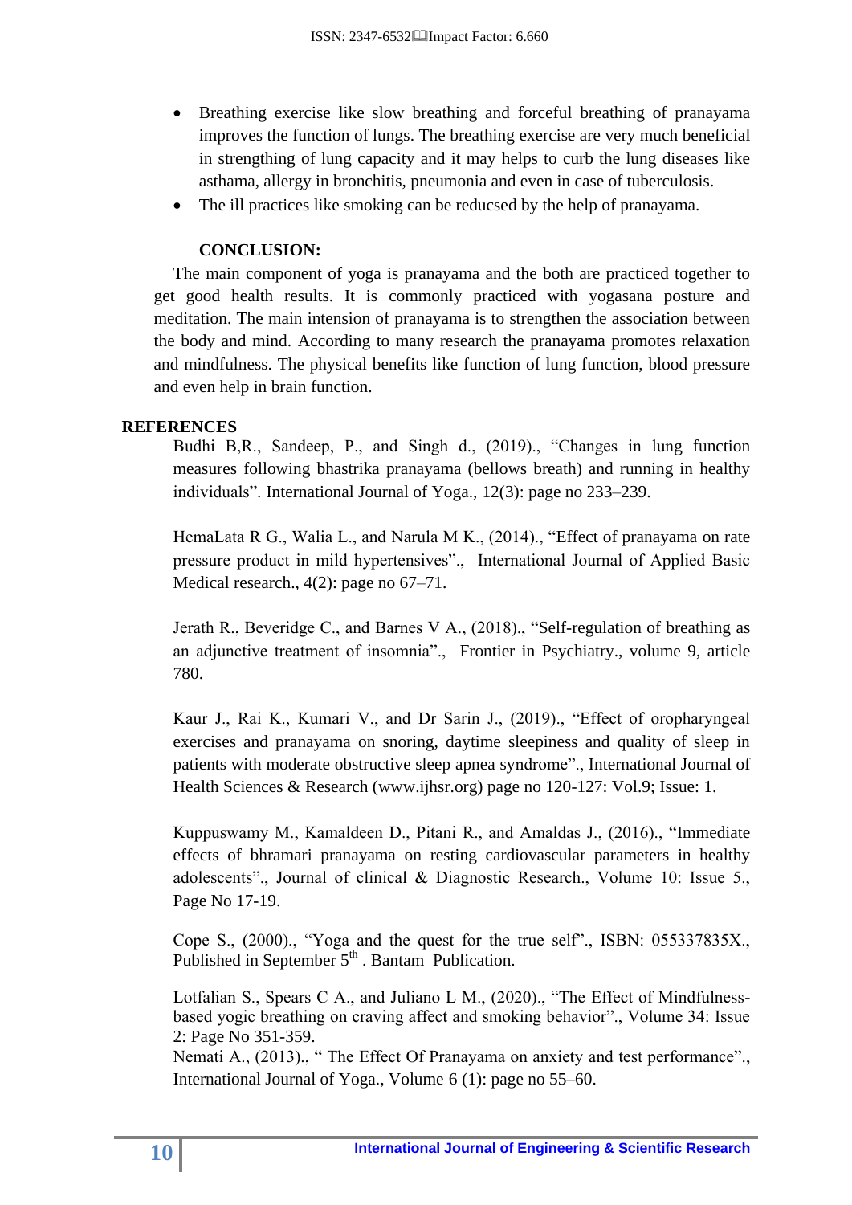- Breathing exercise like slow breathing and forceful breathing of pranayama improves the function of lungs. The breathing exercise are very much beneficial in strengthing of lung capacity and it may helps to curb the lung diseases like asthama, allergy in bronchitis, pneumonia and even in case of tuberculosis.
- The ill practices like smoking can be reducsed by the help of pranayama.

## CONCLUSION:

The main component of yoga is pranayama and the both are practiced together to get good health results. It is commonly practiced with yogasana posture and meditation. The main intension of pranayama is to strengthen the association between the body and mind. According to many research the pranayama promotes relaxation and mindfulness. The physical benefits like function of lung function, blood pressure and even help in brain function.

## REFERENCES

Budhi B,R., Sandeep, P., and Singh d., (2019)., "Changes in lung function measures following bhastrika pranayama (bellows breath) and running in healthy individuals". International Journal of Yoga., 12(3): page no 233–239.

HemaLata R G., Walia L., and Narula M K., (2014)., "Effect of pranayama on rate pressure product in mild hypertensives"., International Journal of Applied Basic Medical research., 4(2): page no 67–71.

Jerath R., Beveridge C., and Barnes V A., (2018)., "Self-regulation of breathing as an adjunctive treatment of insomnia"., Frontier in Psychiatry., volume 9, article 780.

Kaur J., Rai K., Kumari V., and Dr Sarin J., (2019)., "Effect of oropharyngeal exercises and pranayama on snoring, daytime sleepiness and quality of sleep in patients with moderate obstructive sleep apnea syndrome"., International Journal of Health Sciences & Research (www.ijhsr.org) page no 120-127: Vol.9; Issue: 1.

Kuppuswamy M., Kamaldeen D., Pitani R., and Amaldas J., (2016)., "Immediate effects of bhramari pranayama on resting cardiovascular parameters in healthy adolescents"., Journal of clinical & Diagnostic Research., Volume 10: Issue 5., Page No 17-19.

Cope S., (2000)., "Yoga and the quest for the true self"., ISBN: 055337835X., Published in September 5th . Bantam Publication.

Lotfalian S., Spears C A., and Juliano L M., (2020)., "The Effect of Mindfulness-based yogic breathing on craving affect and smoking behavior"., Volume 34: Issue 2: Page No 351-359.

Nemati A., (2013)., " The Effect Of Pranayama on anxiety and test performance"., International Journal of Yoga., Volume 6 (1): page no 55–60.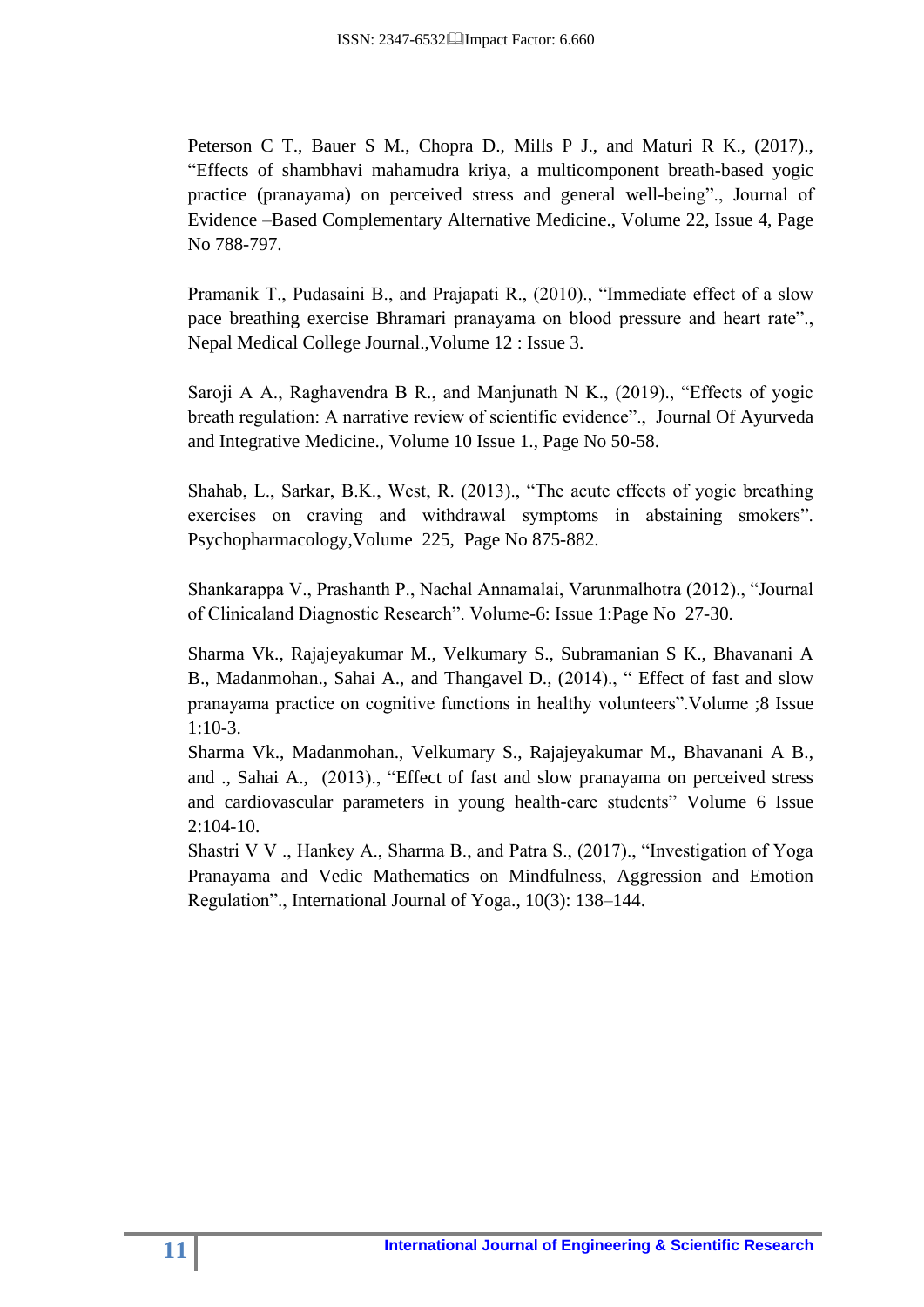Peterson C T., Bauer S M., Chopra D., Mills P J., and Maturi R K., (2017)., "Effects of shambhavi mahamudra kriya, a multicomponent breath-based yogic practice (pranayama) on perceived stress and general well-being"., Journal of Evidence –Based Complementary Alternative Medicine., Volume 22, Issue 4, Page No 788-797.

Pramanik T., Pudasaini B., and Prajapati R., (2010)., "Immediate effect of a slow pace breathing exercise Bhramari pranayama on blood pressure and heart rate"., Nepal Medical College Journal.,Volume 12 : Issue 3.

Saroji A A., Raghavendra B R., and Manjunath N K., (2019)., "Effects of yogic breath regulation: A narrative review of scientific evidence"., Journal Of Ayurveda and Integrative Medicine., Volume 10 Issue 1., Page No 50-58.

Shahab, L., Sarkar, B.K., West, R. (2013)., "The acute effects of yogic breathing exercises on craving and withdrawal symptoms in abstaining smokers". Psychopharmacology,Volume 225, Page No 875-882.

Shankarappa V., Prashanth P., Nachal Annamalai, Varunmalhotra (2012)., "Journal of Clinicaland Diagnostic Research". Volume-6: Issue 1:Page No 27-30.

Sharma Vk., Rajajeyakumar M., Velkumary S., Subramanian S K., Bhavanani A B., Madanmohan., Sahai A., and Thangavel D., (2014)., " Effect of fast and slow pranayama practice on cognitive functions in healthy volunteers".Volume ;8 Issue 1:10-3.

Sharma Vk., Madanmohan., Velkumary S., Rajajeyakumar M., Bhavanani A B., and ., Sahai A., (2013)., "Effect of fast and slow pranayama on perceived stress and cardiovascular parameters in young health-care students" Volume 6 Issue 2:104-10.

Shastri V V ., Hankey A., Sharma B., and Patra S., (2017)., "Investigation of Yoga Pranayama and Vedic Mathematics on Mindfulness, Aggression and Emotion Regulation"., International Journal of Yoga., 10(3): 138–144.